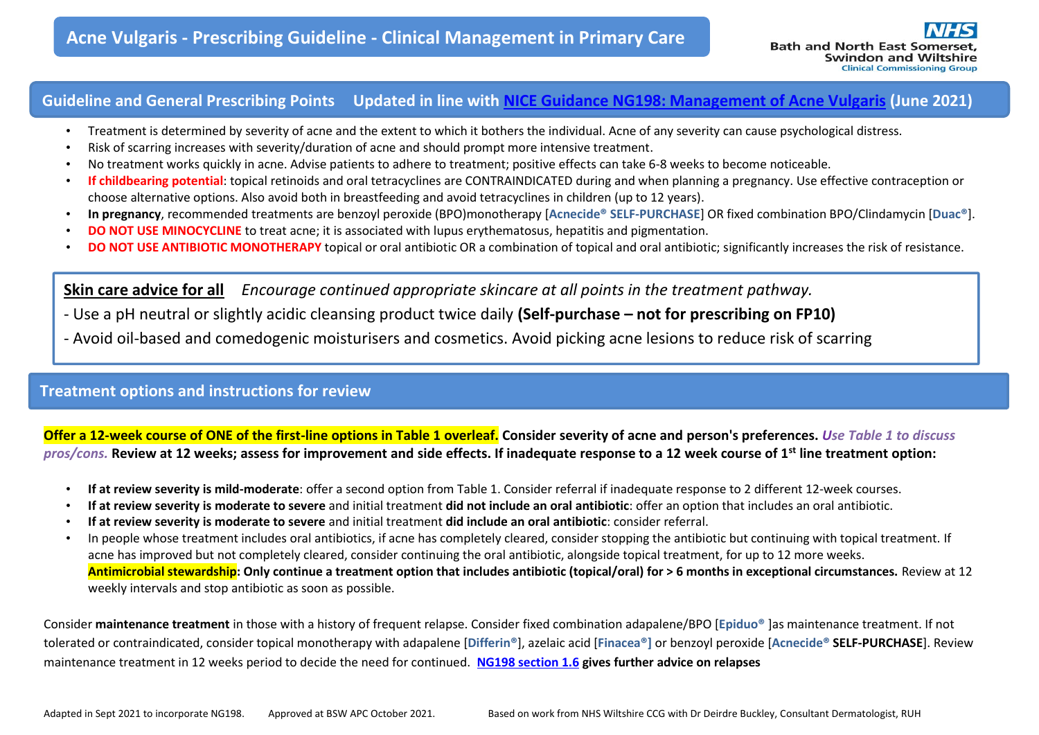# Acne Vulgaris - Prescribing Guideline - Clinical Management in Primary Care

NHS Bath and North East Somerset, Swindon and Wiltshire Clinical Commissioning Group

## Guideline and General Prescribing Points Updated in line with NICE Guidance NG198: Management of Acne Vulgaris (June 2021)

- Treatment is determined by severity of acne and the extent to which it bothers the individual. Acne of any severity can cause psychological distress.
- Risk of scarring increases with severity/duration of acne and should prompt more intensive treatment.
- No treatment works quickly in acne. Advise patients to adhere to treatment; positive effects can take 6-8 weeks to become noticeable.
- **If childbearing potential**: topical retinoids and oral tetracyclines are CONTRAINDICATED during and when planning a pregnancy. Use effective contraception or choose alternative options. Also avoid both in breastfeeding and avoid tetracyclines in children (up to 12 years).
- **In pregnancy**, recommended treatments are benzoyl peroxide (BPO)monotherapy [**Acnecide® SELF-PURCHASE**] OR fixed combination BPO/Clindamycin [**Duac®**].
- **DO NOT USE MINOCYCLINE** to treat acne; it is associated with lupus erythematosus, hepatitis and pigmentation.
- **DO NOT USE ANTIBIOTIC MONOTHERAPY** topical or oral antibiotic OR a combination of topical and oral antibiotic; significantly increases the risk of resistance.

**Skin care advice for all** *Encourage continued appropriate skincare at all points in the treatment pathway.*

- Use a pH neutral or slightly acidic cleansing product twice daily **(Self-purchase – not for prescribing on FP10)**
- Avoid oil-based and comedogenic moisturisers and cosmetics. Avoid picking acne lesions to reduce risk of scarring

## Treatment options and instructions for review

**Offer a 12-week course of ONE of the first-line options in Table 1 overleaf. Consider severity of acne and person's preferences.** ***Use Table 1 to discuss pros/cons.*** **Review at 12 weeks; assess for improvement and side effects. If inadequate response to a 12 week course of 1st line treatment option:**

- **If at review severity is mild-moderate**: offer a second option from Table 1. Consider referral if inadequate response to 2 different 12-week courses.
- **If at review severity is moderate to severe** and initial treatment **did not include an oral antibiotic**: offer an option that includes an oral antibiotic.
- **If at review severity is moderate to severe** and initial treatment **did include an oral antibiotic**: consider referral.
- In people whose treatment includes oral antibiotics, if acne has completely cleared, consider stopping the antibiotic but continuing with topical treatment. If acne has improved but not completely cleared, consider continuing the oral antibiotic, alongside topical treatment, for up to 12 more weeks.
  **Antimicrobial stewardship: Only continue a treatment option that includes antibiotic (topical/oral) for > 6 months in exceptional circumstances.** Review at 12 weekly intervals and stop antibiotic as soon as possible.

Consider **maintenance treatment** in those with a history of frequent relapse. Consider fixed combination adapalene/BPO [**Epiduo®** ]as maintenance treatment. If not tolerated or contraindicated, consider topical monotherapy with adapalene [**Differin®**], azelaic acid [**Finacea®**] or benzoyl peroxide [**Acnecide® SELF-PURCHASE**]. Review maintenance treatment in 12 weeks period to decide the need for continued. **NG198 section 1.6 gives further advice on relapses**

Adapted in Sept 2021 to incorporate NG198. Approved at BSW APC October 2021. Based on work from NHS Wiltshire CCG with Dr Deirdre Buckley, Consultant Dermatologist, RUH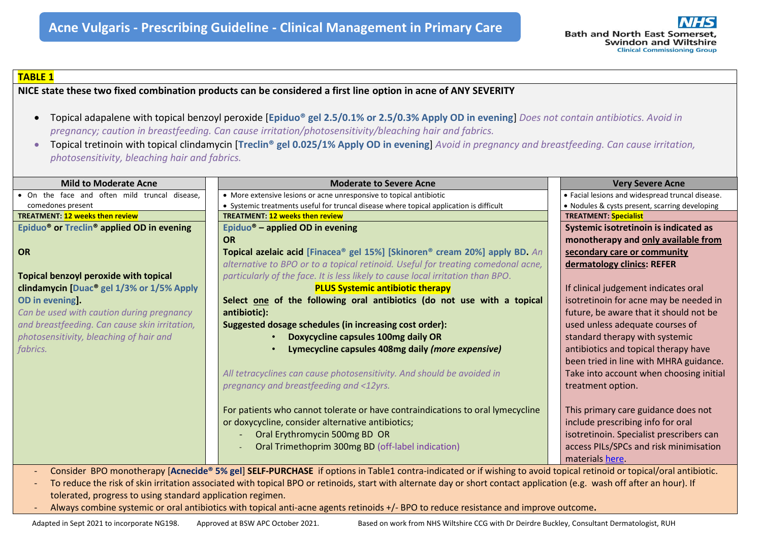# Acne Vulgaris - Prescribing Guideline - Clinical Management in Primary Care

**TABLE 1**

**NICE state these two fixed combination products can be considered a first line option in acne of ANY SEVERITY**

- Topical adapalene with topical benzoyl peroxide [**Epiduo® gel 2.5/0.1% or 2.5/0.3% Apply OD in evening**] *Does not contain antibiotics. Avoid in pregnancy; caution in breastfeeding. Can cause irritation/photosensitivity/bleaching hair and fabrics.*
- Topical tretinoin with topical clindamycin [**Treclin® gel 0.025/1% Apply OD in evening**] *Avoid in pregnancy and breastfeeding. Can cause irritation, photosensitivity, bleaching hair and fabrics.*

| Mild to Moderate Acne | Moderate to Severe Acne | Very Severe Acne |
|---|---|---|
| • On the face and often mild truncal disease, comedones present | • More extensive lesions or acne unresponsive to topical antibiotic<br>• Systemic treatments useful for truncal disease where topical application is difficult | • Facial lesions and widespread truncal disease.<br>• Nodules & cysts present, scarring developing |
| **TREATMENT: 12 weeks then review** | **TREATMENT: 12 weeks then review** | **TREATMENT: Specialist** |
| **Epiduo® or Treclin® applied OD in evening**<br><br>**OR**<br><br>**Topical benzoyl peroxide with topical clindamycin [Duac® gel 1/3% or 1/5% Apply OD in evening].**<br>*Can be used with caution during pregnancy and breastfeeding. Can cause skin irritation, photosensitivity, bleaching of hair and fabrics.* | **Epiduo® – applied OD in evening**<br>**OR**<br>**Topical azelaic acid [Finacea® gel 15%] [Skinoren® cream 20%] apply BD.** *An alternative to BPO or to a topical retinoid. Useful for treating comedonal acne, particularly of the face. It is less likely to cause local irritation than BPO.*<br>**PLUS Systemic antibiotic therapy**<br>**Select one of the following oral antibiotics (do not use with a topical antibiotic):**<br>**Suggested dosage schedules (in increasing cost order):**<br>• **Doxycycline capsules 100mg daily OR**<br>• **Lymecycline capsules 408mg daily *(more expensive)***<br><br>*All tetracyclines can cause photosensitivity. And should be avoided in pregnancy and breastfeeding and <12yrs.*<br><br>For patients who cannot tolerate or have contraindications to oral lymecycline or doxycycline, consider alternative antibiotics;<br>- Oral Erythromycin 500mg BD OR<br>- Oral Trimethoprim 300mg BD (off-label indication) | **Systemic isotretinoin is indicated as monotherapy and only available from secondary care or community dermatology clinics: REFER**<br><br>If clinical judgement indicates oral isotretinoin for acne may be needed in future, be aware that it should not be used unless adequate courses of standard therapy with systemic antibiotics and topical therapy have been tried in line with MHRA guidance. Take into account when choosing initial treatment option.<br><br>This primary care guidance does not include prescribing info for oral isotretinoin. Specialist prescribers can access PILs/SPCs and risk minimisation materials here. |

- Consider BPO monotherapy [**Acnecide® 5% gel**] **SELF-PURCHASE** if options in Table1 contra-indicated or if wishing to avoid topical retinoid or topical/oral antibiotic.
- To reduce the risk of skin irritation associated with topical BPO or retinoids, start with alternate day or short contact application (e.g. wash off after an hour). If tolerated, progress to using standard application regimen.
- Always combine systemic or oral antibiotics with topical anti-acne agents retinoids +/- BPO to reduce resistance and improve outcome**.**

Adapted in Sept 2021 to incorporate NG198. Approved at BSW APC October 2021. Based on work from NHS Wiltshire CCG with Dr Deirdre Buckley, Consultant Dermatologist, RUH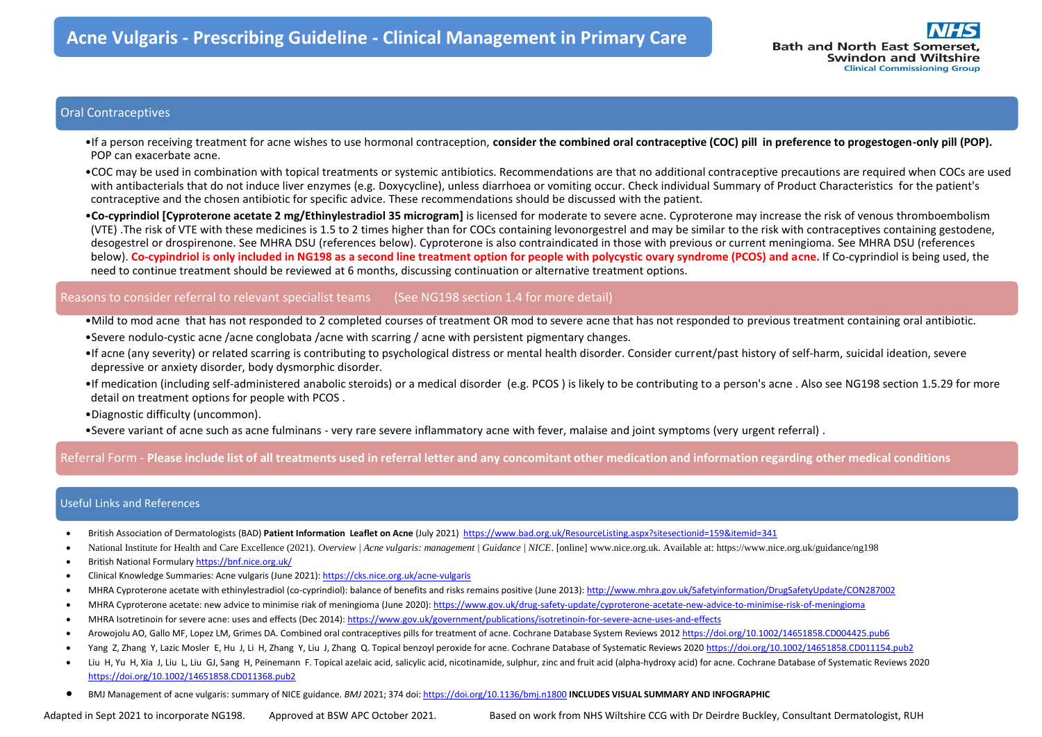# Acne Vulgaris - Prescribing Guideline - Clinical Management in Primary Care

**NHS**
**Bath and North East Somerset, Swindon and Wiltshire**
**Clinical Commissioning Group**

## Oral Contraceptives

- If a person receiving treatment for acne wishes to use hormonal contraception, **consider the combined oral contraceptive (COC) pill in preference to progestogen-only pill (POP).** POP can exacerbate acne.
- COC may be used in combination with topical treatments or systemic antibiotics. Recommendations are that no additional contraceptive precautions are required when COCs are used with antibacterials that do not induce liver enzymes (e.g. Doxycycline), unless diarrhoea or vomiting occur. Check individual Summary of Product Characteristics for the patient's contraceptive and the chosen antibiotic for specific advice. These recommendations should be discussed with the patient.
- **Co-cyprindiol [Cyproterone acetate 2 mg/Ethinylestradiol 35 microgram]** is licensed for moderate to severe acne. Cyproterone may increase the risk of venous thromboembolism (VTE) .The risk of VTE with these medicines is 1.5 to 2 times higher than for COCs containing levonorgestrel and may be similar to the risk with contraceptives containing gestodene, desogestrel or drospirenone. See MHRA DSU (references below). Cyproterone is also contraindicated in those with previous or current meningioma. See MHRA DSU (references below). **Co-cypindriol is only included in NG198 as a second line treatment option for people with polycystic ovary syndrome (PCOS) and acne.** If Co-cyprindiol is being used, the need to continue treatment should be reviewed at 6 months, discussing continuation or alternative treatment options.

## Reasons to consider referral to relevant specialist teams (See NG198 section 1.4 for more detail)

- Mild to mod acne that has not responded to 2 completed courses of treatment OR mod to severe acne that has not responded to previous treatment containing oral antibiotic.
- Severe nodulo-cystic acne /acne conglobata /acne with scarring / acne with persistent pigmentary changes.
- If acne (any severity) or related scarring is contributing to psychological distress or mental health disorder. Consider current/past history of self-harm, suicidal ideation, severe depressive or anxiety disorder, body dysmorphic disorder.
- If medication (including self-administered anabolic steroids) or a medical disorder (e.g. PCOS ) is likely to be contributing to a person's acne . Also see NG198 section 1.5.29 for more detail on treatment options for people with PCOS .
- Diagnostic difficulty (uncommon).
- Severe variant of acne such as acne fulminans - very rare severe inflammatory acne with fever, malaise and joint symptoms (very urgent referral) .

## Referral Form - **Please include list of all treatments used in referral letter and any concomitant other medication and information regarding other medical conditions**

## Useful Links and References

- British Association of Dermatologists (BAD) **Patient Information Leaflet on Acne** (July 2021) https://www.bad.org.uk/ResourceListing.aspx?sitesectionid=159&itemid=341
- National Institute for Health and Care Excellence (2021). *Overview | Acne vulgaris: management | Guidance | NICE*. [online] www.nice.org.uk. Available at: https://www.nice.org.uk/guidance/ng198
- British National Formulary https://bnf.nice.org.uk/
- Clinical Knowledge Summaries: Acne vulgaris (June 2021): https://cks.nice.org.uk/acne-vulgaris
- MHRA Cyproterone acetate with ethinylestradiol (co-cyprindiol): balance of benefits and risks remains positive (June 2013): http://www.mhra.gov.uk/Safetyinformation/DrugSafetyUpdate/CON287002
- MHRA Cyproterone acetate: new advice to minimise riak of meningioma (June 2020): https://www.gov.uk/drug-safety-update/cyproterone-acetate-new-advice-to-minimise-risk-of-meningioma
- MHRA Isotretinoin for severe acne: uses and effects (Dec 2014): https://www.gov.uk/government/publications/isotretinoin-for-severe-acne-uses-and-effects
- Arowojolu AO, Gallo MF, Lopez LM, Grimes DA. Combined oral contraceptives pills for treatment of acne. Cochrane Database System Reviews 2012 https://doi.org/10.1002/14651858.CD004425.pub6
- Yang Z, Zhang Y, Lazic Mosler E, Hu J, Li H, Zhang Y, Liu J, Zhang Q. Topical benzoyl peroxide for acne. Cochrane Database of Systematic Reviews 2020 https://doi.org/10.1002/14651858.CD011154.pub2
- Liu H, Yu H, Xia J, Liu L, Liu GJ, Sang H, Peinemann F. Topical azelaic acid, salicylic acid, nicotinamide, sulphur, zinc and fruit acid (alpha-hydroxy acid) for acne. Cochrane Database of Systematic Reviews 2020 https://doi.org/10.1002/14651858.CD011368.pub2
- BMJ Management of acne vulgaris: summary of NICE guidance. *BMJ* 2021; 374 doi: https://doi.org/10.1136/bmj.n1800 **INCLUDES VISUAL SUMMARY AND INFOGRAPHIC**

Adapted in Sept 2021 to incorporate NG198. Approved at BSW APC October 2021. Based on work from NHS Wiltshire CCG with Dr Deirdre Buckley, Consultant Dermatologist, RUH